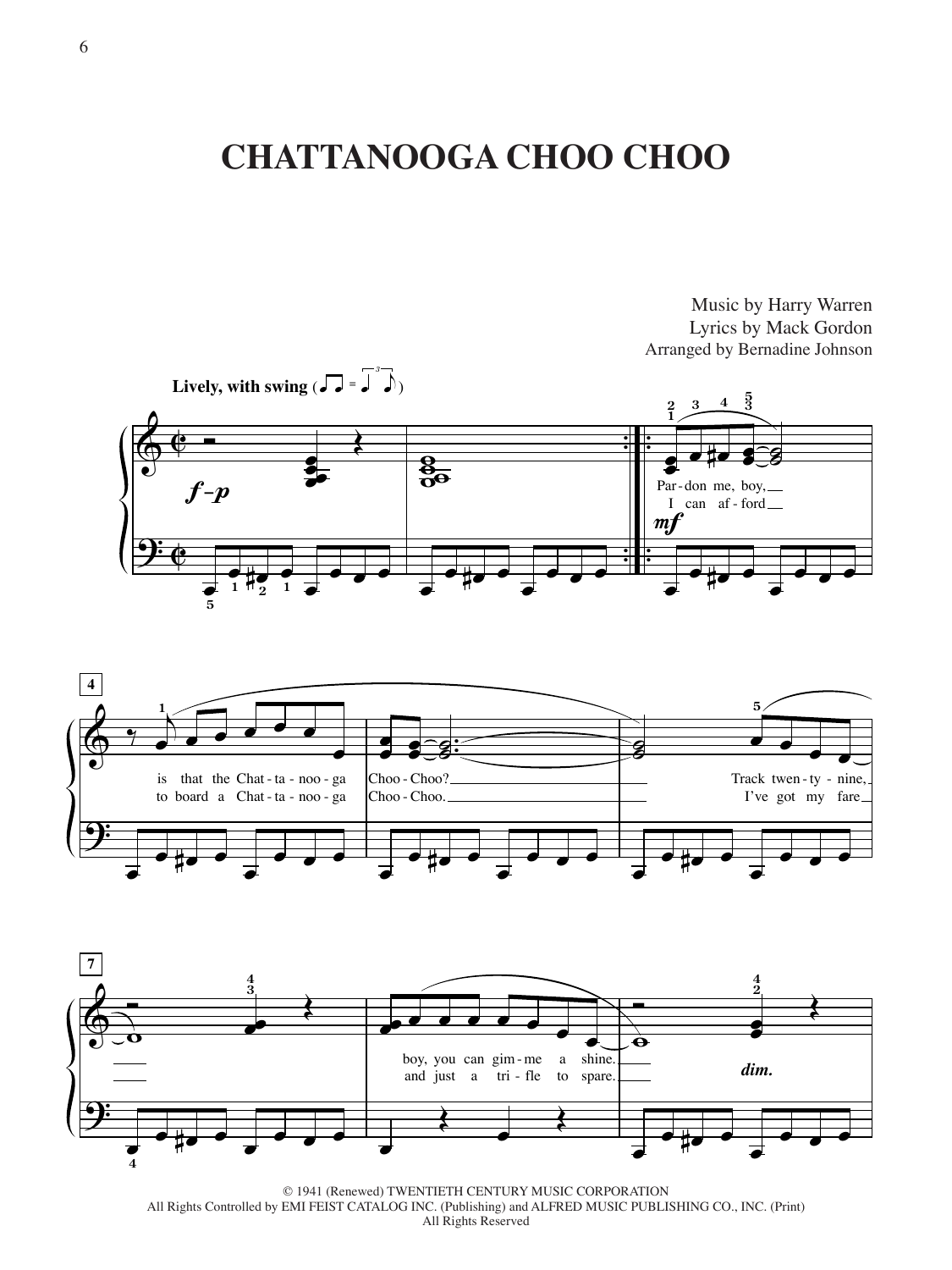# CHATTANOOGA CHOO CHOO

Music by Harry Warren
Lyrics by Mack Gordon
Arranged by Bernadine Johnson

**Lively, with swing**

© 1941 (Renewed) TWENTIETH CENTURY MUSIC CORPORATION
All Rights Controlled by EMI FEIST CATALOG INC. (Publishing) and ALFRED MUSIC PUBLISHING CO., INC. (Print)
All Rights Reserved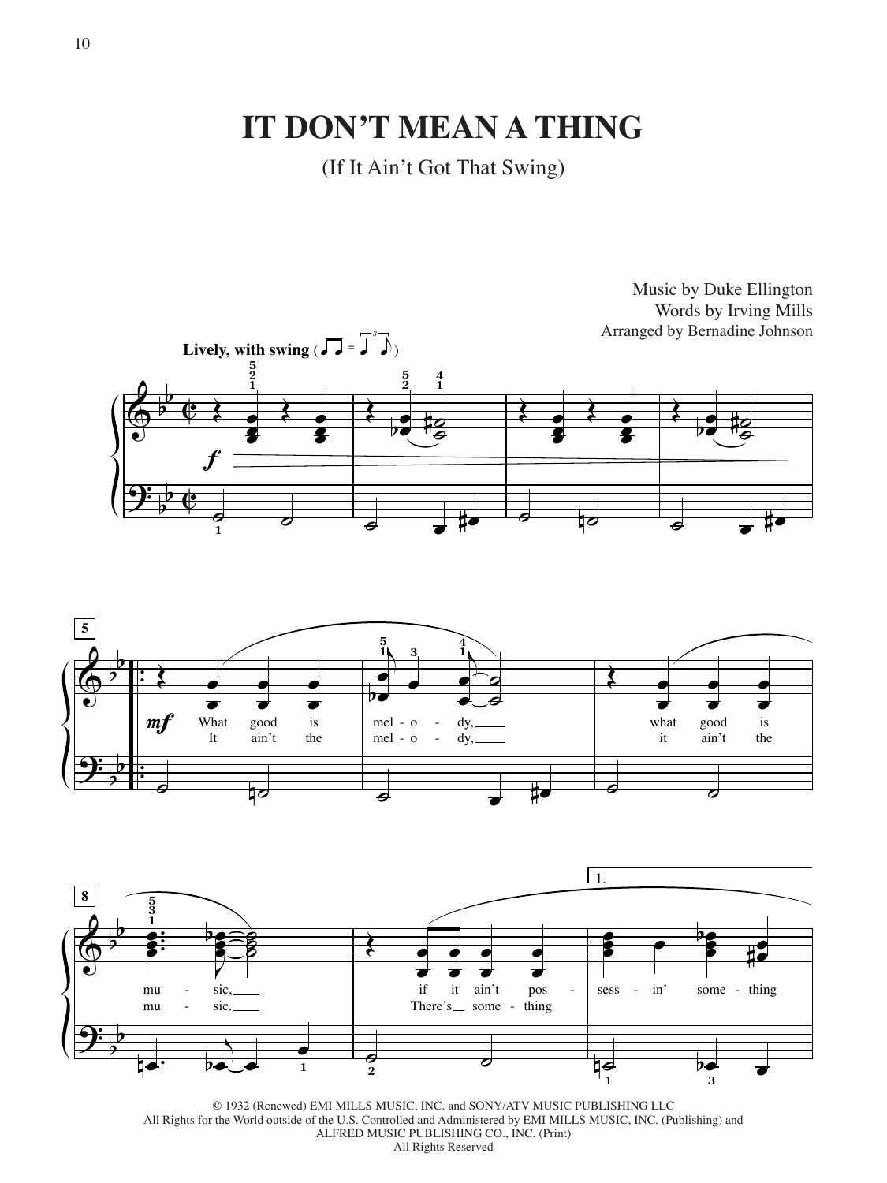# IT DON'T MEAN A THING

(If It Ain't Got That Swing)

Music by Duke Ellington
Words by Irving Mills
Arranged by Bernadine Johnson

**Lively, with swing**

What good is melody, what good is music, if it ain't possessin' something

It ain't the melody, it ain't the music. There's something

© 1932 (Renewed) EMI MILLS MUSIC, INC. and SONY/ATV MUSIC PUBLISHING LLC
All Rights for the World outside of the U.S. Controlled and Administered by EMI MILLS MUSIC, INC. (Publishing) and
ALFRED MUSIC PUBLISHING CO., INC. (Print)
All Rights Reserved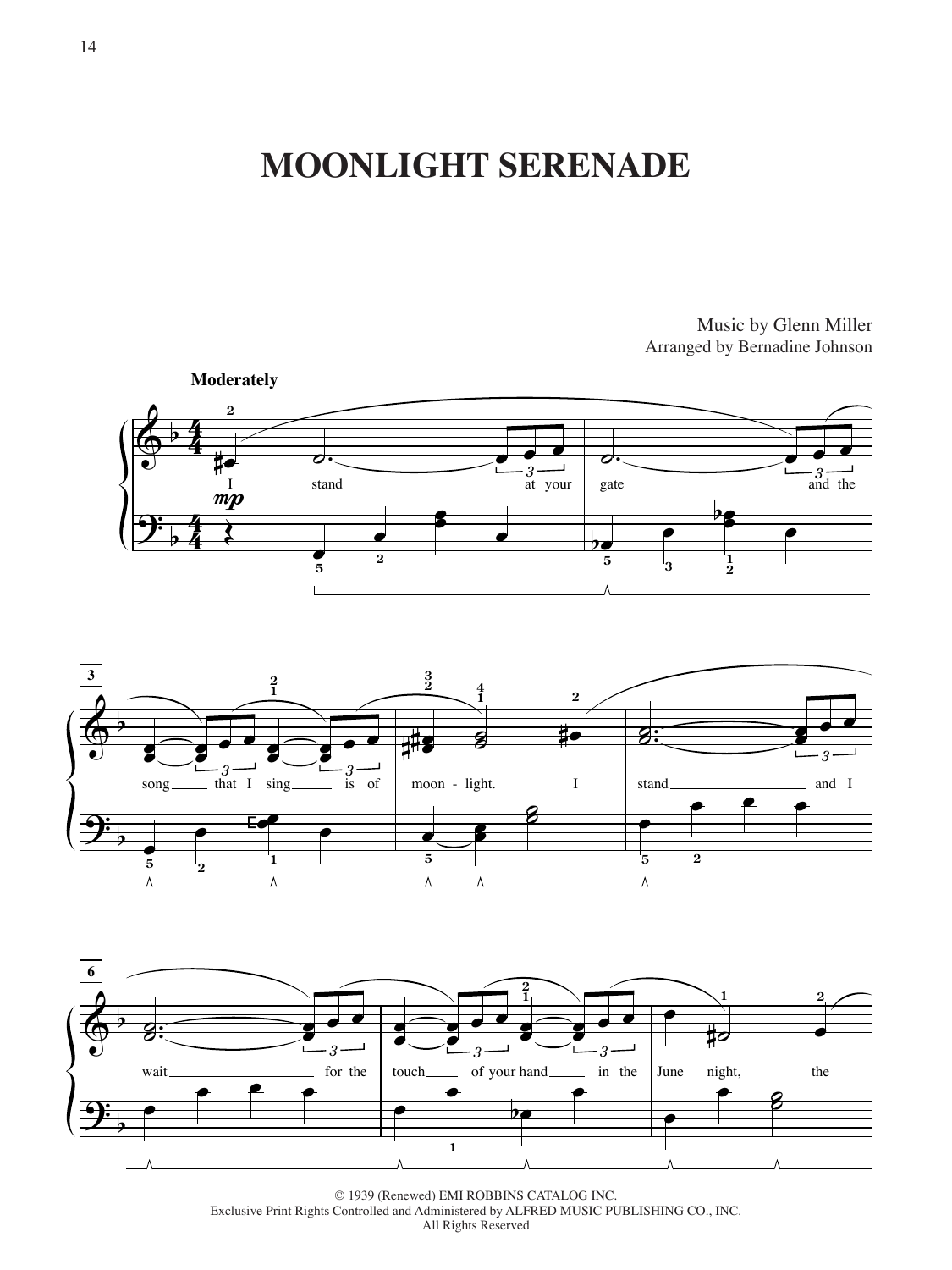# MOONLIGHT SERENADE

Music by Glenn Miller
Arranged by Bernadine Johnson

© 1939 (Renewed) EMI ROBBINS CATALOG INC.
Exclusive Print Rights Controlled and Administered by ALFRED MUSIC PUBLISHING CO., INC.
All Rights Reserved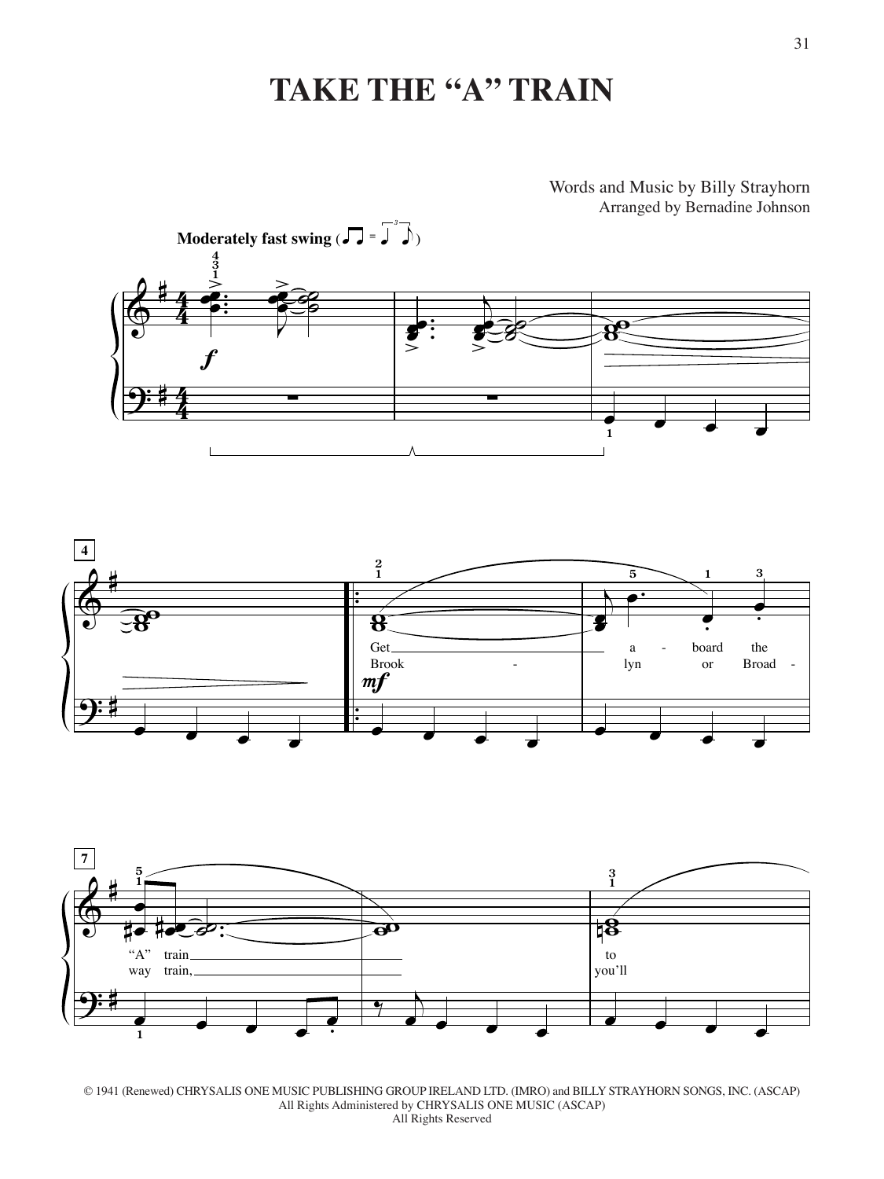# TAKE THE "A" TRAIN

Words and Music by Billy Strayhorn
Arranged by Bernadine Johnson

Moderately fast swing

© 1941 (Renewed) CHRYSALIS ONE MUSIC PUBLISHING GROUP IRELAND LTD. (IMRO) and BILLY STRAYHORN SONGS, INC. (ASCAP)
All Rights Administered by CHRYSALIS ONE MUSIC (ASCAP)
All Rights Reserved